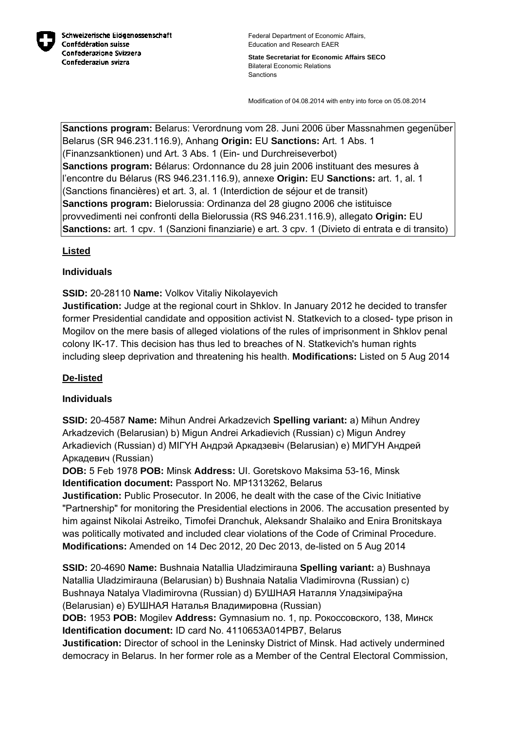Schweizerische Eidgenossenschaft
Confédération suisse
Confederazione Svizzera
Confederaziun svizra

Federal Department of Economic Affairs, Education and Research EAER

**State Secretariat for Economic Affairs SECO**
Bilateral Economic Relations
Sanctions

Modification of 04.08.2014 with entry into force on 05.08.2014

**Sanctions program:** Belarus: Verordnung vom 28. Juni 2006 über Massnahmen gegenüber Belarus (SR 946.231.116.9), Anhang **Origin:** EU **Sanctions:** Art. 1 Abs. 1 (Finanzsanktionen) und Art. 3 Abs. 1 (Ein- und Durchreiseverbot)
**Sanctions program:** Bélarus: Ordonnance du 28 juin 2006 instituant des mesures à l'encontre du Bélarus (RS 946.231.116.9), annexe **Origin:** EU **Sanctions:** art. 1, al. 1 (Sanctions financières) et art. 3, al. 1 (Interdiction de séjour et de transit)
**Sanctions program:** Bielorussia: Ordinanza del 28 giugno 2006 che istituisce provvedimenti nei confronti della Bielorussia (RS 946.231.116.9), allegato **Origin:** EU **Sanctions:** art. 1 cpv. 1 (Sanzioni finanziarie) e art. 3 cpv. 1 (Divieto di entrata e di transito)

## Listed

### Individuals

**SSID:** 20-28110 **Name:** Volkov Vitaliy Nikolayevich
**Justification:** Judge at the regional court in Shklov. In January 2012 he decided to transfer former Presidential candidate and opposition activist N. Statkevich to a closed- type prison in Mogilov on the mere basis of alleged violations of the rules of imprisonment in Shklov penal colony IK-17. This decision has thus led to breaches of N. Statkevich's human rights including sleep deprivation and threatening his health. **Modifications:** Listed on 5 Aug 2014

## De-listed

### Individuals

**SSID:** 20-4587 **Name:** Mihun Andrei Arkadzevich **Spelling variant:** a) Mihun Andrey Arkadzevich (Belarusian) b) Migun Andrei Arkadievich (Russian) c) Migun Andrey Arkadievich (Russian) d) МІГУН Андрэй Аркадзевіч (Belarusian) e) МИГУН Андрей Аркадевич (Russian)
**DOB:** 5 Feb 1978 **POB:** Minsk **Address:** Ul. Goretskovo Maksima 53-16, Minsk
**Identification document:** Passport No. MP1313262, Belarus
**Justification:** Public Prosecutor. In 2006, he dealt with the case of the Civic Initiative "Partnership" for monitoring the Presidential elections in 2006. The accusation presented by him against Nikolai Astreiko, Timofei Dranchuk, Aleksandr Shalaiko and Enira Bronitskaya was politically motivated and included clear violations of the Code of Criminal Procedure. **Modifications:** Amended on 14 Dec 2012, 20 Dec 2013, de-listed on 5 Aug 2014

**SSID:** 20-4690 **Name:** Bushnaia Natallia Uladzimirauna **Spelling variant:** a) Bushnaya Natallia Uladzimirauna (Belarusian) b) Bushnaia Natalia Vladimirovna (Russian) c) Bushnaya Natalya Vladimirovna (Russian) d) БУШНАЯ Наталля Уладзіміраўна (Belarusian) e) БУШНАЯ Наталья Владимировна (Russian)
**DOB:** 1953 **POB:** Mogilev **Address:** Gymnasium no. 1, пр. Рокоссовского, 138, Минск
**Identification document:** ID card No. 4110653A014PB7, Belarus
**Justification:** Director of school in the Leninsky District of Minsk. Had actively undermined democracy in Belarus. In her former role as a Member of the Central Electoral Commission,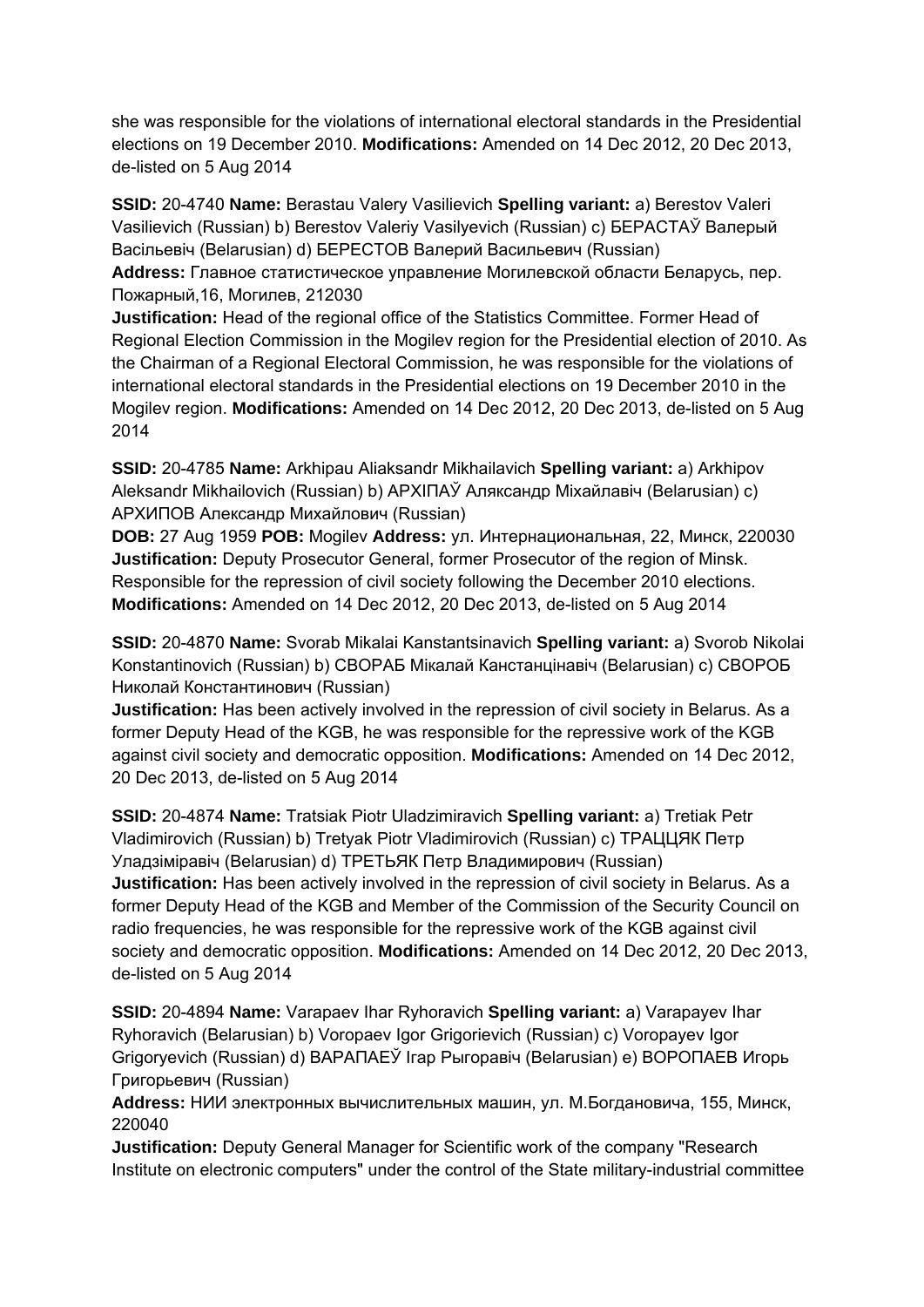she was responsible for the violations of international electoral standards in the Presidential elections on 19 December 2010. **Modifications:** Amended on 14 Dec 2012, 20 Dec 2013, de-listed on 5 Aug 2014

**SSID:** 20-4740 **Name:** Berastau Valery Vasilievich **Spelling variant:** a) Berestov Valeri Vasilievich (Russian) b) Berestov Valeriy Vasilyevich (Russian) c) БЕРАСТАЎ Валерый Васільевіч (Belarusian) d) БЕРЕСТОВ Валерий Васильевич (Russian)
**Address:** Главное статистическое управление Могилевской области Беларусь, пер. Пожарный,16, Могилев, 212030
**Justification:** Head of the regional office of the Statistics Committee. Former Head of Regional Election Commission in the Mogilev region for the Presidential election of 2010. As the Chairman of a Regional Electoral Commission, he was responsible for the violations of international electoral standards in the Presidential elections on 19 December 2010 in the Mogilev region. **Modifications:** Amended on 14 Dec 2012, 20 Dec 2013, de-listed on 5 Aug 2014

**SSID:** 20-4785 **Name:** Arkhipau Aliaksandr Mikhailavich **Spelling variant:** a) Arkhipov Aleksandr Mikhailovich (Russian) b) АРХІПАЎ Аляксандр Міхайлавіч (Belarusian) c) АРХИПОВ Александр Михайлович (Russian)
**DOB:** 27 Aug 1959 **POB:** Mogilev **Address:** ул. Интернациональная, 22, Минск, 220030
**Justification:** Deputy Prosecutor General, former Prosecutor of the region of Minsk. Responsible for the repression of civil society following the December 2010 elections. **Modifications:** Amended on 14 Dec 2012, 20 Dec 2013, de-listed on 5 Aug 2014

**SSID:** 20-4870 **Name:** Svorab Mikalai Kanstantsinavich **Spelling variant:** a) Svorob Nikolai Konstantinovich (Russian) b) СВОРАБ Мікалай Канстанцінавіч (Belarusian) c) СВОРОБ Николай Константинович (Russian)
**Justification:** Has been actively involved in the repression of civil society in Belarus. As a former Deputy Head of the KGB, he was responsible for the repressive work of the KGB against civil society and democratic opposition. **Modifications:** Amended on 14 Dec 2012, 20 Dec 2013, de-listed on 5 Aug 2014

**SSID:** 20-4874 **Name:** Tratsiak Piotr Uladzimiravich **Spelling variant:** a) Tretiak Petr Vladimirovich (Russian) b) Tretyak Piotr Vladimirovich (Russian) c) ТРАЦЦЯК Петр Уладзіміравіч (Belarusian) d) ТРЕТЬЯК Петр Владимирович (Russian)
**Justification:** Has been actively involved in the repression of civil society in Belarus. As a former Deputy Head of the KGB and Member of the Commission of the Security Council on radio frequencies, he was responsible for the repressive work of the KGB against civil society and democratic opposition. **Modifications:** Amended on 14 Dec 2012, 20 Dec 2013, de-listed on 5 Aug 2014

**SSID:** 20-4894 **Name:** Varapaev Ihar Ryhoravich **Spelling variant:** a) Varapayev Ihar Ryhoravich (Belarusian) b) Voropaev Igor Grigorievich (Russian) c) Voropayev Igor Grigoryevich (Russian) d) ВАРАПАЕЎ Ігар Рыгоравіч (Belarusian) e) ВОРОПАЕВ Игорь Григорьевич (Russian)
**Address:** НИИ электронных вычислительных машин, ул. М.Богдановича, 155, Минск, 220040
**Justification:** Deputy General Manager for Scientific work of the company "Research Institute on electronic computers" under the control of the State military-industrial committee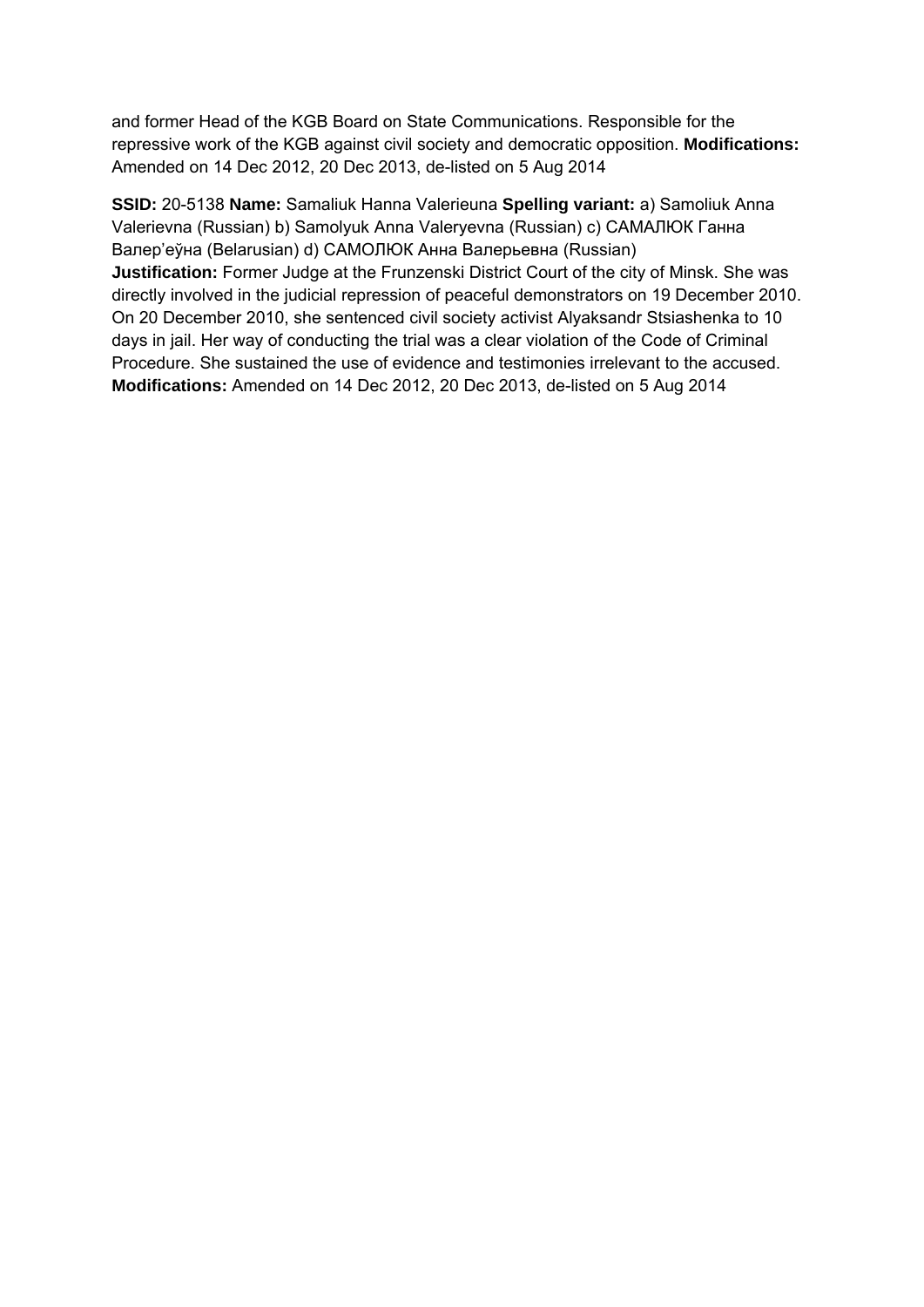and former Head of the KGB Board on State Communications. Responsible for the repressive work of the KGB against civil society and democratic opposition. **Modifications:** Amended on 14 Dec 2012, 20 Dec 2013, de-listed on 5 Aug 2014

**SSID:** 20-5138 **Name:** Samaliuk Hanna Valerieuna **Spelling variant:** a) Samoliuk Anna Valerievna (Russian) b) Samolyuk Anna Valeryevna (Russian) c) САМАЛЮК Ганна Валер'еўна (Belarusian) d) САМОЛЮК Анна Валерьевна (Russian)
**Justification:** Former Judge at the Frunzenski District Court of the city of Minsk. She was directly involved in the judicial repression of peaceful demonstrators on 19 December 2010. On 20 December 2010, she sentenced civil society activist Alyaksandr Stsiashenka to 10 days in jail. Her way of conducting the trial was a clear violation of the Code of Criminal Procedure. She sustained the use of evidence and testimonies irrelevant to the accused.
**Modifications:** Amended on 14 Dec 2012, 20 Dec 2013, de-listed on 5 Aug 2014